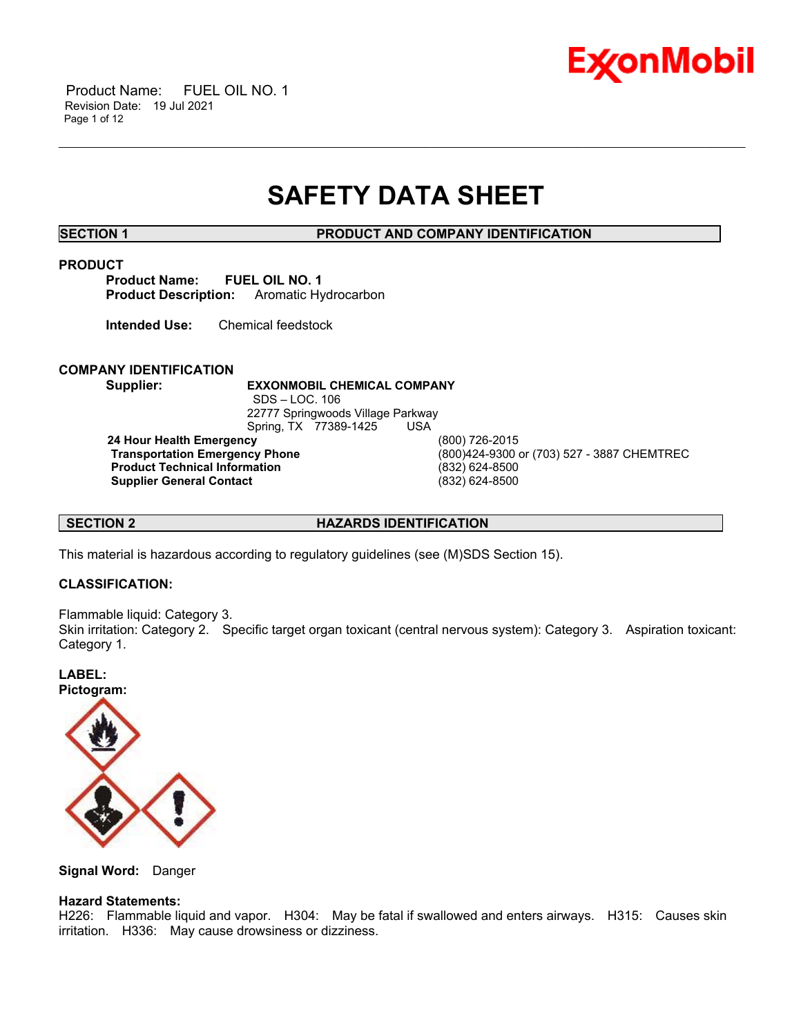# SAFETY DATA SHEET

## SECTION 1 PRODUCT AND COMPANY IDENTIFICATION

### PRODUCT

**Product Name:** FUEL OIL NO. 1
**Product Description:** Aromatic Hydrocarbon

**Intended Use:** Chemical feedstock

### COMPANY IDENTIFICATION

**Supplier:** **EXXONMOBIL CHEMICAL COMPANY**
SDS – LOC. 106
22777 Springwoods Village Parkway
Spring, TX 77389-1425 USA

| | |
|---|---|
| **24 Hour Health Emergency** | (800) 726-2015 |
| **Transportation Emergency Phone** | (800)424-9300 or (703) 527 - 3887 CHEMTREC |
| **Product Technical Information** | (832) 624-8500 |
| **Supplier General Contact** | (832) 624-8500 |

## SECTION 2 HAZARDS IDENTIFICATION

This material is hazardous according to regulatory guidelines (see (M)SDS Section 15).

### CLASSIFICATION:

Flammable liquid: Category 3.
Skin irritation: Category 2. Specific target organ toxicant (central nervous system): Category 3. Aspiration toxicant: Category 1.

### LABEL:

**Pictogram:**

**Signal Word:** Danger

**Hazard Statements:**
H226: Flammable liquid and vapor. H304: May be fatal if swallowed and enters airways. H315: Causes skin irritation. H336: May cause drowsiness or dizziness.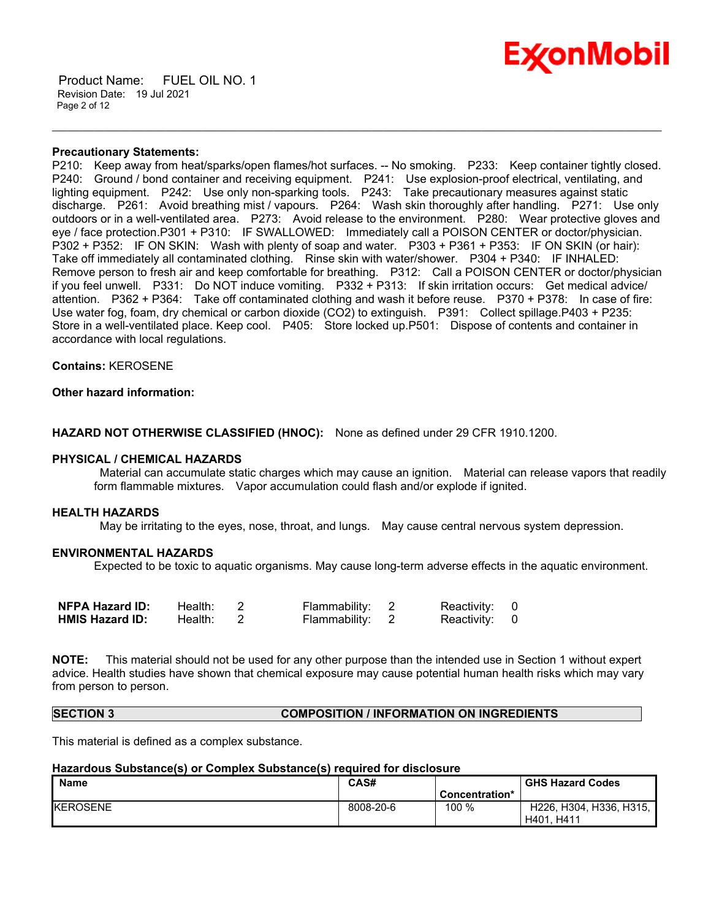**Precautionary Statements:**
P210: Keep away from heat/sparks/open flames/hot surfaces. -- No smoking. P233: Keep container tightly closed. P240: Ground / bond container and receiving equipment. P241: Use explosion-proof electrical, ventilating, and lighting equipment. P242: Use only non-sparking tools. P243: Take precautionary measures against static discharge. P261: Avoid breathing mist / vapours. P264: Wash skin thoroughly after handling. P271: Use only outdoors or in a well-ventilated area. P273: Avoid release to the environment. P280: Wear protective gloves and eye / face protection.P301 + P310: IF SWALLOWED: Immediately call a POISON CENTER or doctor/physician. P302 + P352: IF ON SKIN: Wash with plenty of soap and water. P303 + P361 + P353: IF ON SKIN (or hair): Take off immediately all contaminated clothing. Rinse skin with water/shower. P304 + P340: IF INHALED: Remove person to fresh air and keep comfortable for breathing. P312: Call a POISON CENTER or doctor/physician if you feel unwell. P331: Do NOT induce vomiting. P332 + P313: If skin irritation occurs: Get medical advice/ attention. P362 + P364: Take off contaminated clothing and wash it before reuse. P370 + P378: In case of fire: Use water fog, foam, dry chemical or carbon dioxide ($CO_2$) to extinguish. P391: Collect spillage.P403 + P235: Store in a well-ventilated place. Keep cool. P405: Store locked up.P501: Dispose of contents and container in accordance with local regulations.

**Contains:** KEROSENE

**Other hazard information:**

**HAZARD NOT OTHERWISE CLASSIFIED (HNOC):** None as defined under 29 CFR 1910.1200.

**PHYSICAL / CHEMICAL HAZARDS**

Material can accumulate static charges which may cause an ignition. Material can release vapors that readily form flammable mixtures. Vapor accumulation could flash and/or explode if ignited.

**HEALTH HAZARDS**

May be irritating to the eyes, nose, throat, and lungs. May cause central nervous system depression.

**ENVIRONMENTAL HAZARDS**

Expected to be toxic to aquatic organisms. May cause long-term adverse effects in the aquatic environment.

| | | | | | | |
|---|---|---|---|---|---|---|
| **NFPA Hazard ID:** | Health: | 2 | Flammability: | 2 | Reactivity: | 0 |
| **HMIS Hazard ID:** | Health: | 2 | Flammability: | 2 | Reactivity: | 0 |

**NOTE:** This material should not be used for any other purpose than the intended use in Section 1 without expert advice. Health studies have shown that chemical exposure may cause potential human health risks which may vary from person to person.

## SECTION 3 COMPOSITION / INFORMATION ON INGREDIENTS

This material is defined as a complex substance.

**Hazardous Substance(s) or Complex Substance(s) required for disclosure**

| Name | CAS# | Concentration* | GHS Hazard Codes |
|---|---|---|---|
| KEROSENE | 8008-20-6 | 100 % | H226, H304, H336, H315, H401, H411 |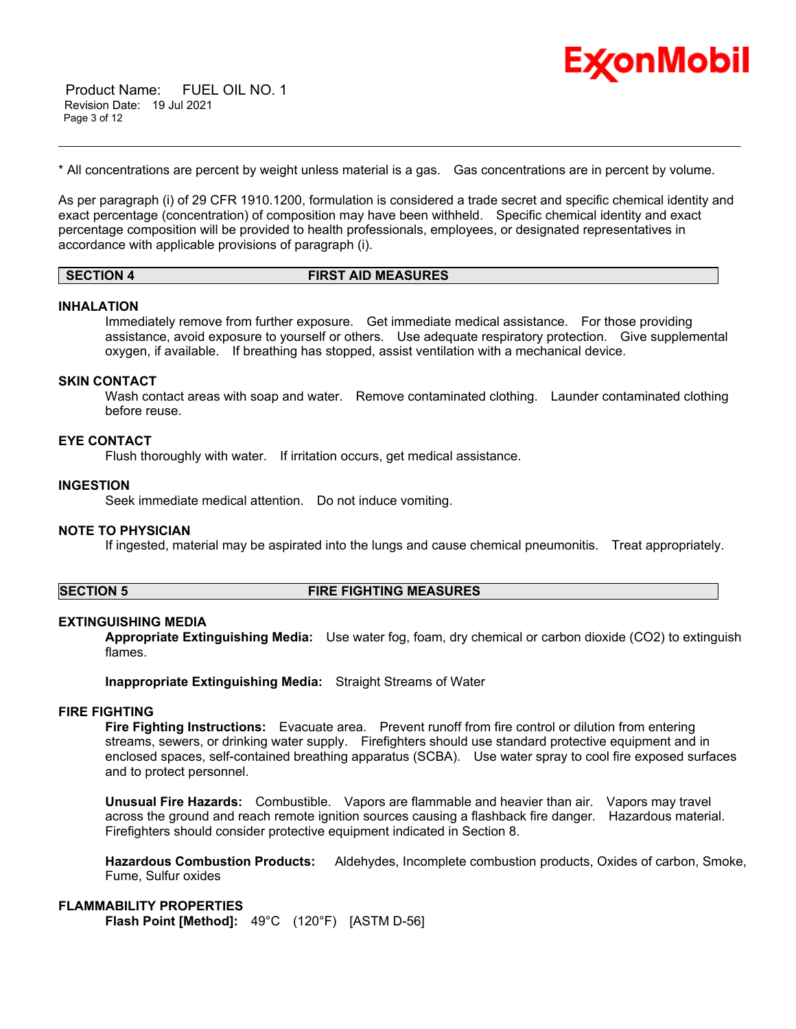* All concentrations are percent by weight unless material is a gas. Gas concentrations are in percent by volume.

As per paragraph (i) of 29 CFR 1910.1200, formulation is considered a trade secret and specific chemical identity and exact percentage (concentration) of composition may have been withheld. Specific chemical identity and exact percentage composition will be provided to health professionals, employees, or designated representatives in accordance with applicable provisions of paragraph (i).

## SECTION 4 FIRST AID MEASURES

### INHALATION

Immediately remove from further exposure. Get immediate medical assistance. For those providing assistance, avoid exposure to yourself or others. Use adequate respiratory protection. Give supplemental oxygen, if available. If breathing has stopped, assist ventilation with a mechanical device.

### SKIN CONTACT

Wash contact areas with soap and water. Remove contaminated clothing. Launder contaminated clothing before reuse.

### EYE CONTACT

Flush thoroughly with water. If irritation occurs, get medical assistance.

### INGESTION

Seek immediate medical attention. Do not induce vomiting.

### NOTE TO PHYSICIAN

If ingested, material may be aspirated into the lungs and cause chemical pneumonitis. Treat appropriately.

## SECTION 5 FIRE FIGHTING MEASURES

### EXTINGUISHING MEDIA

**Appropriate Extinguishing Media:** Use water fog, foam, dry chemical or carbon dioxide ($CO_2$) to extinguish flames.

**Inappropriate Extinguishing Media:** Straight Streams of Water

### FIRE FIGHTING

**Fire Fighting Instructions:** Evacuate area. Prevent runoff from fire control or dilution from entering streams, sewers, or drinking water supply. Firefighters should use standard protective equipment and in enclosed spaces, self-contained breathing apparatus (SCBA). Use water spray to cool fire exposed surfaces and to protect personnel.

**Unusual Fire Hazards:** Combustible. Vapors are flammable and heavier than air. Vapors may travel across the ground and reach remote ignition sources causing a flashback fire danger. Hazardous material. Firefighters should consider protective equipment indicated in Section 8.

**Hazardous Combustion Products:** Aldehydes, Incomplete combustion products, Oxides of carbon, Smoke, Fume, Sulfur oxides

### FLAMMABILITY PROPERTIES

**Flash Point [Method]:** 49°C (120°F) [ASTM D-56]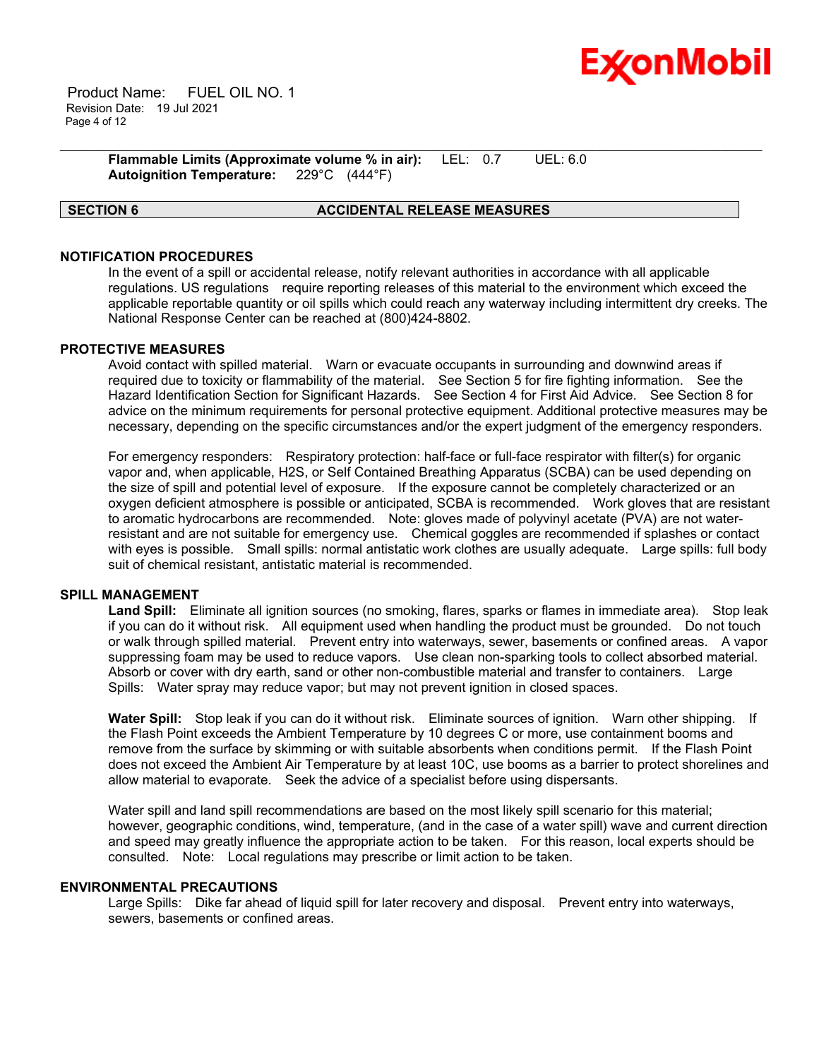**Flammable Limits (Approximate volume % in air):** LEL: 0.7 UEL: 6.0
**Autoignition Temperature:** 229°C (444°F)

## SECTION 6 ACCIDENTAL RELEASE MEASURES

### NOTIFICATION PROCEDURES

In the event of a spill or accidental release, notify relevant authorities in accordance with all applicable regulations. US regulations require reporting releases of this material to the environment which exceed the applicable reportable quantity or oil spills which could reach any waterway including intermittent dry creeks. The National Response Center can be reached at (800)424-8802.

### PROTECTIVE MEASURES

Avoid contact with spilled material. Warn or evacuate occupants in surrounding and downwind areas if required due to toxicity or flammability of the material. See Section 5 for fire fighting information. See the Hazard Identification Section for Significant Hazards. See Section 4 for First Aid Advice. See Section 8 for advice on the minimum requirements for personal protective equipment. Additional protective measures may be necessary, depending on the specific circumstances and/or the expert judgment of the emergency responders.

For emergency responders: Respiratory protection: half-face or full-face respirator with filter(s) for organic vapor and, when applicable, H2S, or Self Contained Breathing Apparatus (SCBA) can be used depending on the size of spill and potential level of exposure. If the exposure cannot be completely characterized or an oxygen deficient atmosphere is possible or anticipated, SCBA is recommended. Work gloves that are resistant to aromatic hydrocarbons are recommended. Note: gloves made of polyvinyl acetate (PVA) are not water-resistant and are not suitable for emergency use. Chemical goggles are recommended if splashes or contact with eyes is possible. Small spills: normal antistatic work clothes are usually adequate. Large spills: full body suit of chemical resistant, antistatic material is recommended.

### SPILL MANAGEMENT

**Land Spill:** Eliminate all ignition sources (no smoking, flares, sparks or flames in immediate area). Stop leak if you can do it without risk. All equipment used when handling the product must be grounded. Do not touch or walk through spilled material. Prevent entry into waterways, sewer, basements or confined areas. A vapor suppressing foam may be used to reduce vapors. Use clean non-sparking tools to collect absorbed material. Absorb or cover with dry earth, sand or other non-combustible material and transfer to containers. Large Spills: Water spray may reduce vapor; but may not prevent ignition in closed spaces.

**Water Spill:** Stop leak if you can do it without risk. Eliminate sources of ignition. Warn other shipping. If the Flash Point exceeds the Ambient Temperature by 10 degrees C or more, use containment booms and remove from the surface by skimming or with suitable absorbents when conditions permit. If the Flash Point does not exceed the Ambient Air Temperature by at least 10C, use booms as a barrier to protect shorelines and allow material to evaporate. Seek the advice of a specialist before using dispersants.

Water spill and land spill recommendations are based on the most likely spill scenario for this material; however, geographic conditions, wind, temperature, (and in the case of a water spill) wave and current direction and speed may greatly influence the appropriate action to be taken. For this reason, local experts should be consulted. Note: Local regulations may prescribe or limit action to be taken.

### ENVIRONMENTAL PRECAUTIONS

Large Spills: Dike far ahead of liquid spill for later recovery and disposal. Prevent entry into waterways, sewers, basements or confined areas.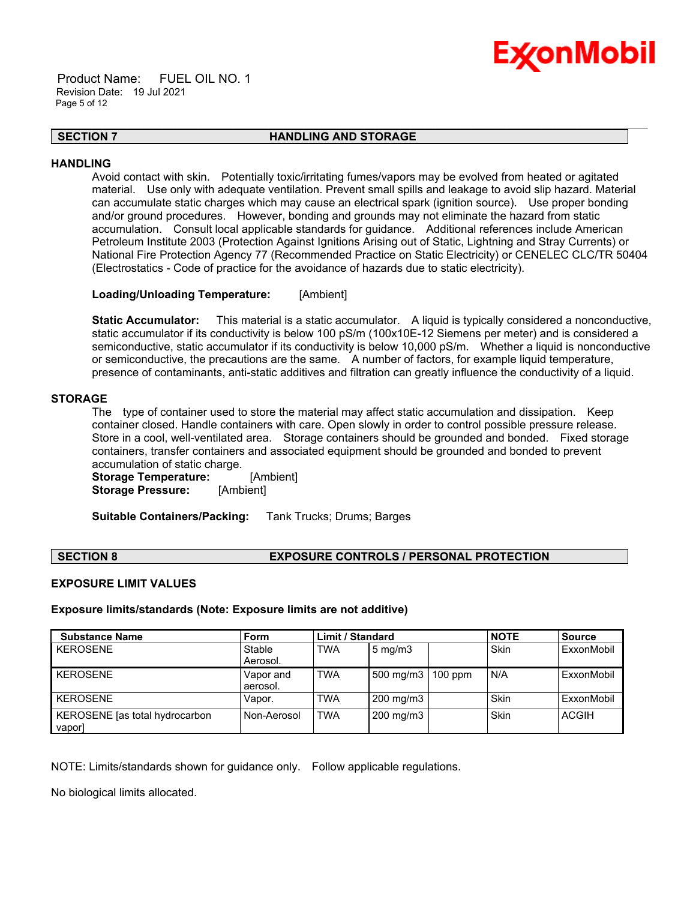## SECTION 7 HANDLING AND STORAGE

### HANDLING

Avoid contact with skin. Potentially toxic/irritating fumes/vapors may be evolved from heated or agitated material. Use only with adequate ventilation. Prevent small spills and leakage to avoid slip hazard. Material can accumulate static charges which may cause an electrical spark (ignition source). Use proper bonding and/or ground procedures. However, bonding and grounds may not eliminate the hazard from static accumulation. Consult local applicable standards for guidance. Additional references include American Petroleum Institute 2003 (Protection Against Ignitions Arising out of Static, Lightning and Stray Currents) or National Fire Protection Agency 77 (Recommended Practice on Static Electricity) or CENELEC CLC/TR 50404 (Electrostatics - Code of practice for the avoidance of hazards due to static electricity).

**Loading/Unloading Temperature:** [Ambient]

**Static Accumulator:** This material is a static accumulator. A liquid is typically considered a nonconductive, static accumulator if its conductivity is below 100 pS/m (100x10E-12 Siemens per meter) and is considered a semiconductive, static accumulator if its conductivity is below 10,000 pS/m. Whether a liquid is nonconductive or semiconductive, the precautions are the same. A number of factors, for example liquid temperature, presence of contaminants, anti-static additives and filtration can greatly influence the conductivity of a liquid.

### STORAGE

The type of container used to store the material may affect static accumulation and dissipation. Keep container closed. Handle containers with care. Open slowly in order to control possible pressure release. Store in a cool, well-ventilated area. Storage containers should be grounded and bonded. Fixed storage containers, transfer containers and associated equipment should be grounded and bonded to prevent accumulation of static charge.

**Storage Temperature:** [Ambient]
**Storage Pressure:** [Ambient]

**Suitable Containers/Packing:** Tank Trucks; Drums; Barges

## SECTION 8 EXPOSURE CONTROLS / PERSONAL PROTECTION

### EXPOSURE LIMIT VALUES

**Exposure limits/standards (Note: Exposure limits are not additive)**

| Substance Name | Form | Limit / Standard | | | NOTE | Source |
|---|---|---|---|---|---|---|
| KEROSENE | Stable Aerosol. | TWA | 5 mg/m3 | | Skin | ExxonMobil |
| KEROSENE | Vapor and aerosol. | TWA | 500 mg/m3 | 100 ppm | N/A | ExxonMobil |
| KEROSENE | Vapor. | TWA | 200 mg/m3 | | Skin | ExxonMobil |
| KEROSENE [as total hydrocarbon vapor] | Non-Aerosol | TWA | 200 mg/m3 | | Skin | ACGIH |

NOTE: Limits/standards shown for guidance only. Follow applicable regulations.

No biological limits allocated.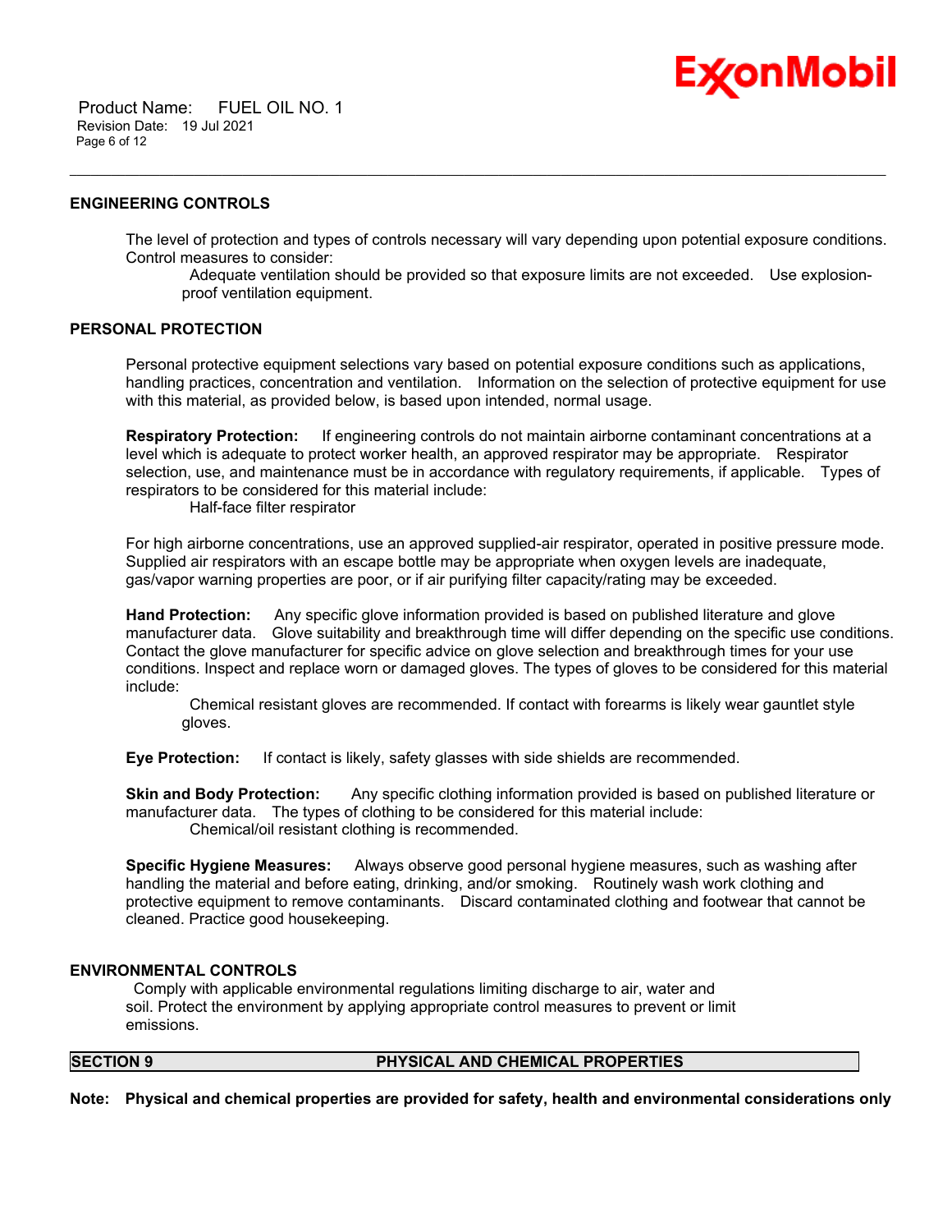### ENGINEERING CONTROLS

The level of protection and types of controls necessary will vary depending upon potential exposure conditions. Control measures to consider:

Adequate ventilation should be provided so that exposure limits are not exceeded. Use explosion-proof ventilation equipment.

### PERSONAL PROTECTION

Personal protective equipment selections vary based on potential exposure conditions such as applications, handling practices, concentration and ventilation. Information on the selection of protective equipment for use with this material, as provided below, is based upon intended, normal usage.

**Respiratory Protection:** If engineering controls do not maintain airborne contaminant concentrations at a level which is adequate to protect worker health, an approved respirator may be appropriate. Respirator selection, use, and maintenance must be in accordance with regulatory requirements, if applicable. Types of respirators to be considered for this material include:

Half-face filter respirator

For high airborne concentrations, use an approved supplied-air respirator, operated in positive pressure mode. Supplied air respirators with an escape bottle may be appropriate when oxygen levels are inadequate, gas/vapor warning properties are poor, or if air purifying filter capacity/rating may be exceeded.

**Hand Protection:** Any specific glove information provided is based on published literature and glove manufacturer data. Glove suitability and breakthrough time will differ depending on the specific use conditions. Contact the glove manufacturer for specific advice on glove selection and breakthrough times for your use conditions. Inspect and replace worn or damaged gloves. The types of gloves to be considered for this material include:

Chemical resistant gloves are recommended. If contact with forearms is likely wear gauntlet style gloves.

**Eye Protection:** If contact is likely, safety glasses with side shields are recommended.

**Skin and Body Protection:** Any specific clothing information provided is based on published literature or manufacturer data. The types of clothing to be considered for this material include:

Chemical/oil resistant clothing is recommended.

**Specific Hygiene Measures:** Always observe good personal hygiene measures, such as washing after handling the material and before eating, drinking, and/or smoking. Routinely wash work clothing and protective equipment to remove contaminants. Discard contaminated clothing and footwear that cannot be cleaned. Practice good housekeeping.

### ENVIRONMENTAL CONTROLS

Comply with applicable environmental regulations limiting discharge to air, water and soil. Protect the environment by applying appropriate control measures to prevent or limit emissions.

## SECTION 9 PHYSICAL AND CHEMICAL PROPERTIES

**Note: Physical and chemical properties are provided for safety, health and environmental considerations only**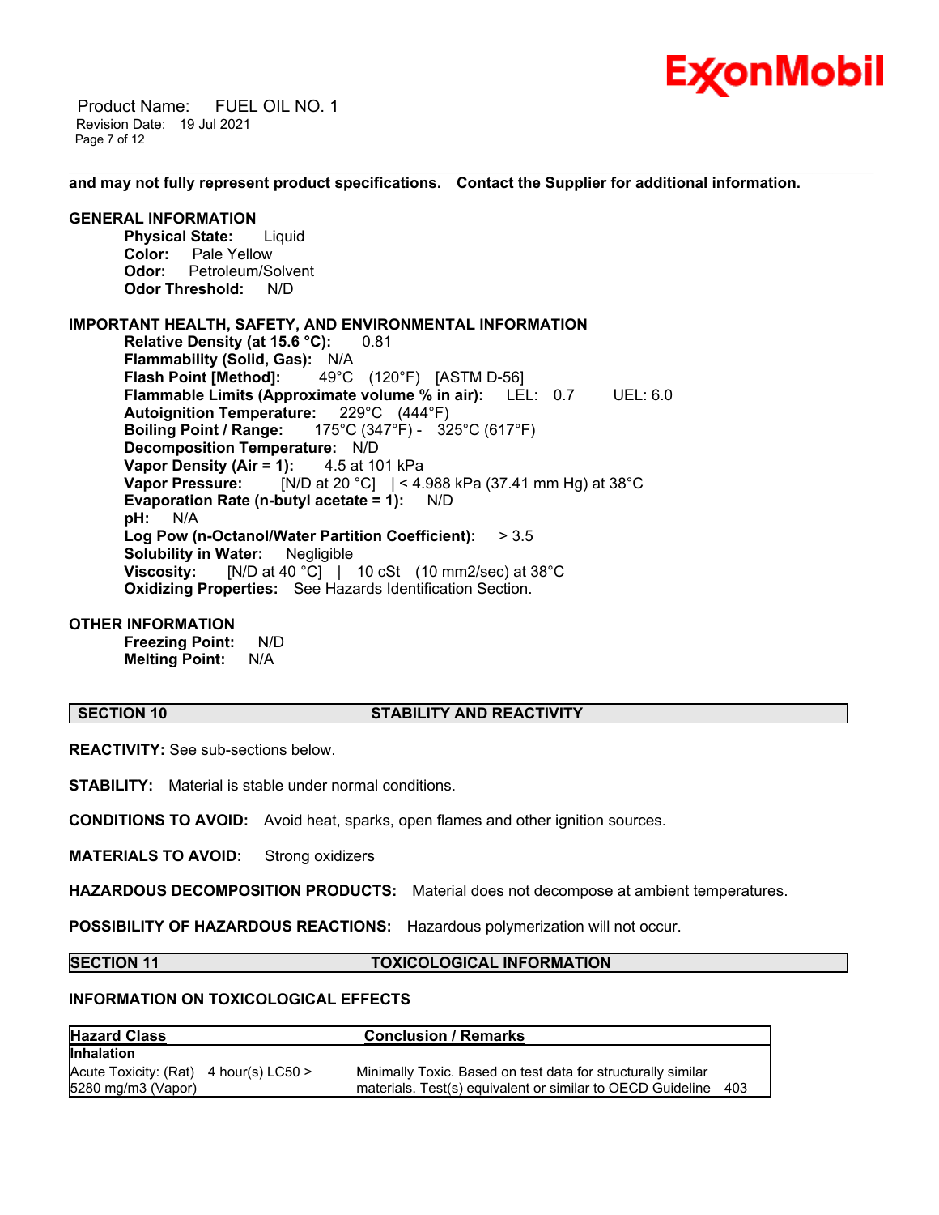**and may not fully represent product specifications. Contact the Supplier for additional information.**

**GENERAL INFORMATION**

**Physical State:** Liquid
**Color:** Pale Yellow
**Odor:** Petroleum/Solvent
**Odor Threshold:** N/D

**IMPORTANT HEALTH, SAFETY, AND ENVIRONMENTAL INFORMATION**

**Relative Density (at 15.6 °C):** 0.81
**Flammability (Solid, Gas):** N/A
**Flash Point [Method]:** 49°C (120°F) [ASTM D-56]
**Flammable Limits (Approximate volume % in air):** LEL: 0.7 UEL: 6.0
**Autoignition Temperature:** 229°C (444°F)
**Boiling Point / Range:** 175°C (347°F) - 325°C (617°F)
**Decomposition Temperature:** N/D
**Vapor Density (Air = 1):** 4.5 at 101 kPa
**Vapor Pressure:** [N/D at 20 °C] | < 4.988 kPa (37.41 mm Hg) at 38°C
**Evaporation Rate (n-butyl acetate = 1):** N/D
**pH:** N/A
**Log Pow (n-Octanol/Water Partition Coefficient):** > 3.5
**Solubility in Water:** Negligible
**Viscosity:** [N/D at 40 °C] | 10 cSt (10 mm2/sec) at 38°C
**Oxidizing Properties:** See Hazards Identification Section.

**OTHER INFORMATION**

**Freezing Point:** N/D
**Melting Point:** N/A

## SECTION 10 STABILITY AND REACTIVITY

**REACTIVITY:** See sub-sections below.

**STABILITY:** Material is stable under normal conditions.

**CONDITIONS TO AVOID:** Avoid heat, sparks, open flames and other ignition sources.

**MATERIALS TO AVOID:** Strong oxidizers

**HAZARDOUS DECOMPOSITION PRODUCTS:** Material does not decompose at ambient temperatures.

**POSSIBILITY OF HAZARDOUS REACTIONS:** Hazardous polymerization will not occur.

## SECTION 11 TOXICOLOGICAL INFORMATION

**INFORMATION ON TOXICOLOGICAL EFFECTS**

| Hazard Class | Conclusion / Remarks |
|---|---|
| **Inhalation** | |
| Acute Toxicity: (Rat) 4 hour(s) LC50 > 5280 mg/m3 (Vapor) | Minimally Toxic. Based on test data for structurally similar materials. Test(s) equivalent or similar to OECD Guideline 403 |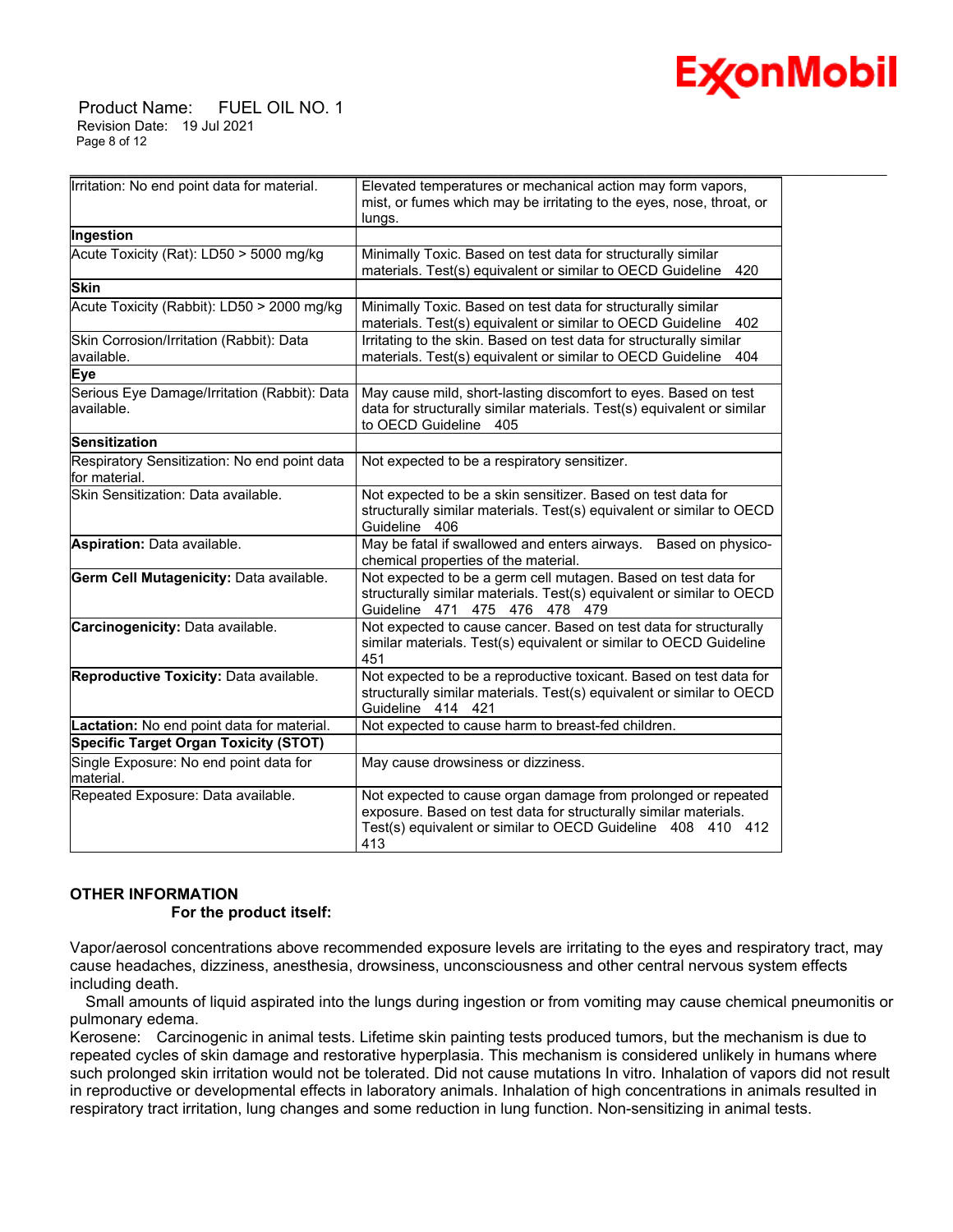| | |
|---|---|
| Irritation: No end point data for material. | Elevated temperatures or mechanical action may form vapors, mist, or fumes which may be irritating to the eyes, nose, throat, or lungs. |
| **Ingestion** | |
| Acute Toxicity (Rat): LD50 > 5000 mg/kg | Minimally Toxic. Based on test data for structurally similar materials. Test(s) equivalent or similar to OECD Guideline 420 |
| **Skin** | |
| Acute Toxicity (Rabbit): LD50 > 2000 mg/kg | Minimally Toxic. Based on test data for structurally similar materials. Test(s) equivalent or similar to OECD Guideline 402 |
| Skin Corrosion/Irritation (Rabbit): Data available. | Irritating to the skin. Based on test data for structurally similar materials. Test(s) equivalent or similar to OECD Guideline 404 |
| **Eye** | |
| Serious Eye Damage/Irritation (Rabbit): Data available. | May cause mild, short-lasting discomfort to eyes. Based on test data for structurally similar materials. Test(s) equivalent or similar to OECD Guideline 405 |
| **Sensitization** | |
| Respiratory Sensitization: No end point data for material. | Not expected to be a respiratory sensitizer. |
| Skin Sensitization: Data available. | Not expected to be a skin sensitizer. Based on test data for structurally similar materials. Test(s) equivalent or similar to OECD Guideline 406 |
| **Aspiration:** Data available. | May be fatal if swallowed and enters airways. Based on physico-chemical properties of the material. |
| **Germ Cell Mutagenicity:** Data available. | Not expected to be a germ cell mutagen. Based on test data for structurally similar materials. Test(s) equivalent or similar to OECD Guideline 471 475 476 478 479 |
| **Carcinogenicity:** Data available. | Not expected to cause cancer. Based on test data for structurally similar materials. Test(s) equivalent or similar to OECD Guideline 451 |
| **Reproductive Toxicity:** Data available. | Not expected to be a reproductive toxicant. Based on test data for structurally similar materials. Test(s) equivalent or similar to OECD Guideline 414 421 |
| **Lactation:** No end point data for material. | Not expected to cause harm to breast-fed children. |
| **Specific Target Organ Toxicity (STOT)** | |
| Single Exposure: No end point data for material. | May cause drowsiness or dizziness. |
| Repeated Exposure: Data available. | Not expected to cause organ damage from prolonged or repeated exposure. Based on test data for structurally similar materials. Test(s) equivalent or similar to OECD Guideline 408 410 412 413 |

**OTHER INFORMATION**

**For the product itself:**

Vapor/aerosol concentrations above recommended exposure levels are irritating to the eyes and respiratory tract, may cause headaches, dizziness, anesthesia, drowsiness, unconsciousness and other central nervous system effects including death.

Small amounts of liquid aspirated into the lungs during ingestion or from vomiting may cause chemical pneumonitis or pulmonary edema.

Kerosene: Carcinogenic in animal tests. Lifetime skin painting tests produced tumors, but the mechanism is due to repeated cycles of skin damage and restorative hyperplasia. This mechanism is considered unlikely in humans where such prolonged skin irritation would not be tolerated. Did not cause mutations In vitro. Inhalation of vapors did not result in reproductive or developmental effects in laboratory animals. Inhalation of high concentrations in animals resulted in respiratory tract irritation, lung changes and some reduction in lung function. Non-sensitizing in animal tests.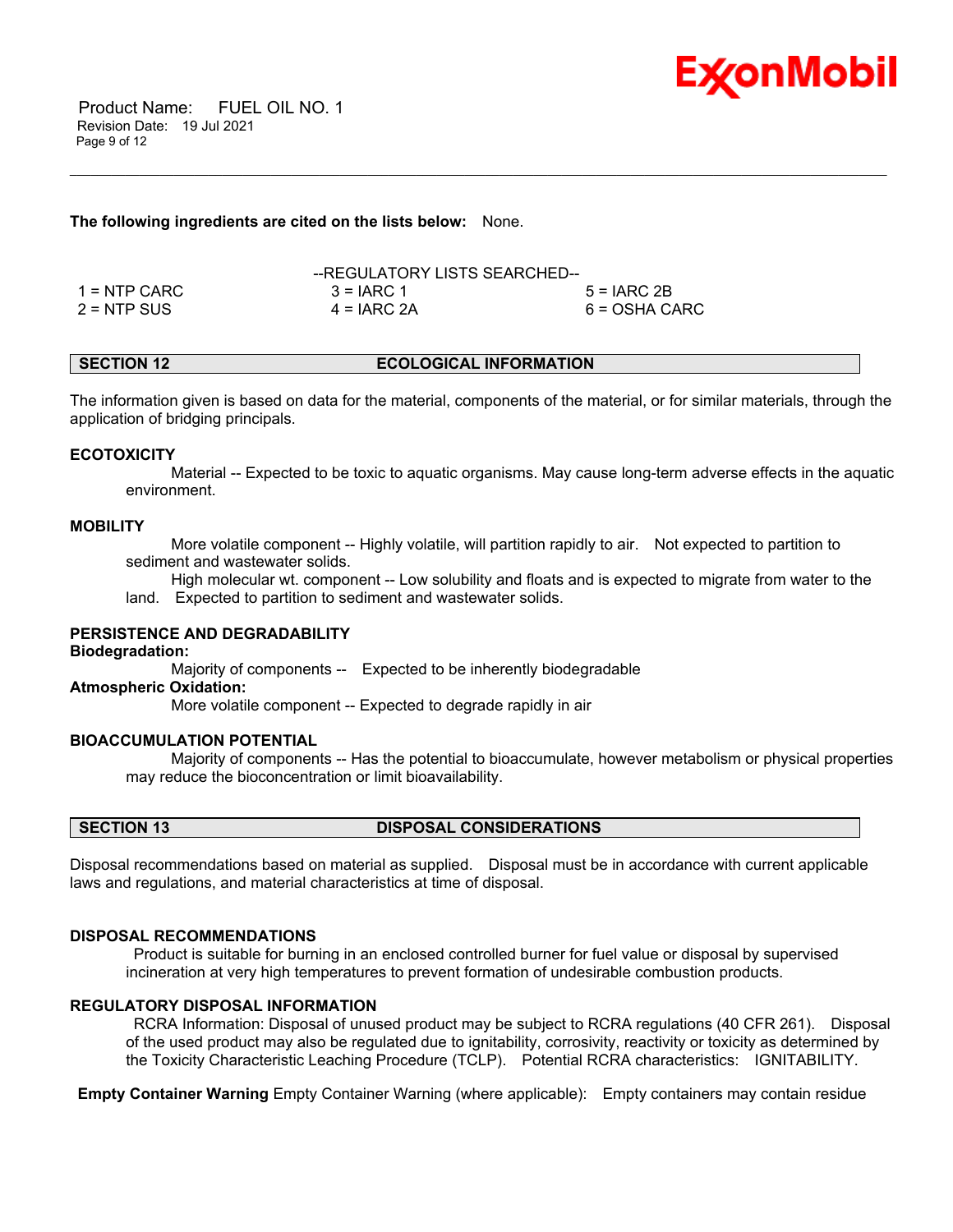**The following ingredients are cited on the lists below:** None.

--REGULATORY LISTS SEARCHED--

| | | |
|---|---|---|
| 1 = NTP CARC | 3 = IARC 1 | 5 = IARC 2B |
| 2 = NTP SUS | 4 = IARC 2A | 6 = OSHA CARC |

## SECTION 12 ECOLOGICAL INFORMATION

The information given is based on data for the material, components of the material, or for similar materials, through the application of bridging principals.

### ECOTOXICITY

Material -- Expected to be toxic to aquatic organisms. May cause long-term adverse effects in the aquatic environment.

### MOBILITY

More volatile component -- Highly volatile, will partition rapidly to air. Not expected to partition to sediment and wastewater solids.

High molecular wt. component -- Low solubility and floats and is expected to migrate from water to the land. Expected to partition to sediment and wastewater solids.

### PERSISTENCE AND DEGRADABILITY

**Biodegradation:**

Majority of components -- Expected to be inherently biodegradable

**Atmospheric Oxidation:**

More volatile component -- Expected to degrade rapidly in air

### BIOACCUMULATION POTENTIAL

Majority of components -- Has the potential to bioaccumulate, however metabolism or physical properties may reduce the bioconcentration or limit bioavailability.

## SECTION 13 DISPOSAL CONSIDERATIONS

Disposal recommendations based on material as supplied. Disposal must be in accordance with current applicable laws and regulations, and material characteristics at time of disposal.

### DISPOSAL RECOMMENDATIONS

Product is suitable for burning in an enclosed controlled burner for fuel value or disposal by supervised incineration at very high temperatures to prevent formation of undesirable combustion products.

### REGULATORY DISPOSAL INFORMATION

RCRA Information: Disposal of unused product may be subject to RCRA regulations (40 CFR 261). Disposal of the used product may also be regulated due to ignitability, corrosivity, reactivity or toxicity as determined by the Toxicity Characteristic Leaching Procedure (TCLP). Potential RCRA characteristics: IGNITABILITY.

**Empty Container Warning** Empty Container Warning (where applicable): Empty containers may contain residue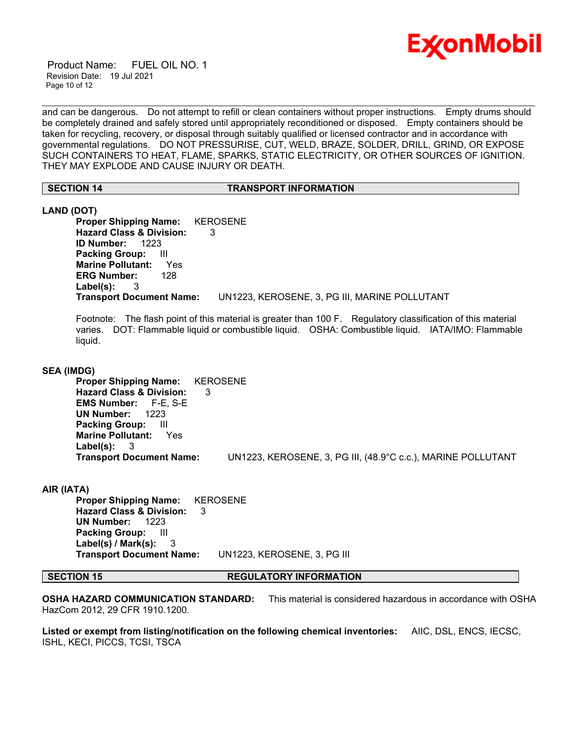and can be dangerous. Do not attempt to refill or clean containers without proper instructions. Empty drums should be completely drained and safely stored until appropriately reconditioned or disposed. Empty containers should be taken for recycling, recovery, or disposal through suitably qualified or licensed contractor and in accordance with governmental regulations. DO NOT PRESSURISE, CUT, WELD, BRAZE, SOLDER, DRILL, GRIND, OR EXPOSE SUCH CONTAINERS TO HEAT, FLAME, SPARKS, STATIC ELECTRICITY, OR OTHER SOURCES OF IGNITION. THEY MAY EXPLODE AND CAUSE INJURY OR DEATH.

## SECTION 14 TRANSPORT INFORMATION

**LAND (DOT)**

**Proper Shipping Name:** KEROSENE
**Hazard Class & Division:** 3
**ID Number:** 1223
**Packing Group:** III
**Marine Pollutant:** Yes
**ERG Number:** 128
**Label(s):** 3
**Transport Document Name:** UN1223, KEROSENE, 3, PG III, MARINE POLLUTANT

Footnote: The flash point of this material is greater than 100 F. Regulatory classification of this material varies. DOT: Flammable liquid or combustible liquid. OSHA: Combustible liquid. IATA/IMO: Flammable liquid.

**SEA (IMDG)**

**Proper Shipping Name:** KEROSENE
**Hazard Class & Division:** 3
**EMS Number:** F-E, S-E
**UN Number:** 1223
**Packing Group:** III
**Marine Pollutant:** Yes
**Label(s):** 3
**Transport Document Name:** UN1223, KEROSENE, 3, PG III, (48.9°C c.c.), MARINE POLLUTANT

**AIR (IATA)**

**Proper Shipping Name:** KEROSENE
**Hazard Class & Division:** 3
**UN Number:** 1223
**Packing Group:** III
**Label(s) / Mark(s):** 3
**Transport Document Name:** UN1223, KEROSENE, 3, PG III

## SECTION 15 REGULATORY INFORMATION

**OSHA HAZARD COMMUNICATION STANDARD:** This material is considered hazardous in accordance with OSHA HazCom 2012, 29 CFR 1910.1200.

**Listed or exempt from listing/notification on the following chemical inventories:** AIIC, DSL, ENCS, IECSC, ISHL, KECI, PICCS, TCSI, TSCA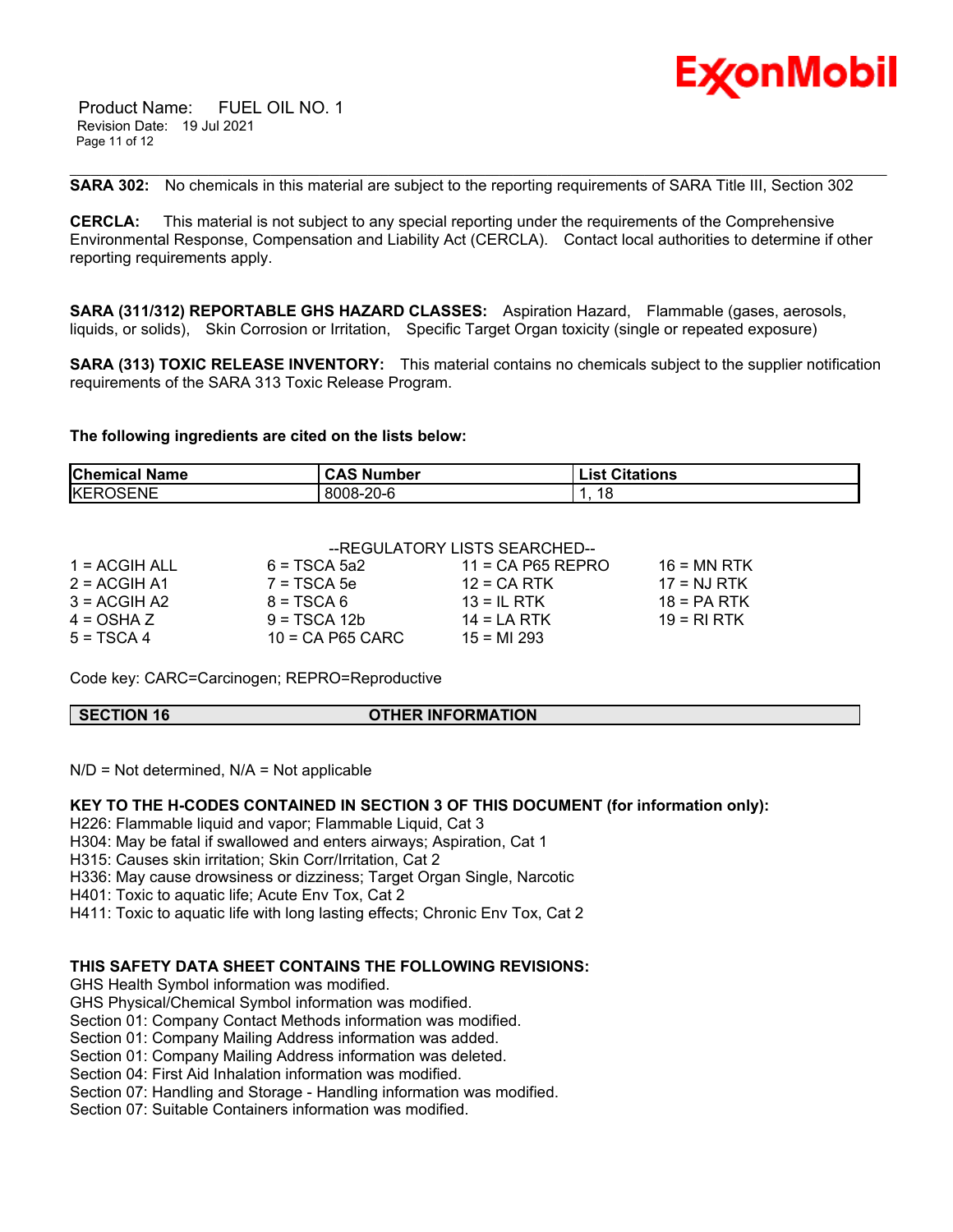**SARA 302:** No chemicals in this material are subject to the reporting requirements of SARA Title III, Section 302

**CERCLA:** This material is not subject to any special reporting under the requirements of the Comprehensive Environmental Response, Compensation and Liability Act (CERCLA). Contact local authorities to determine if other reporting requirements apply.

**SARA (311/312) REPORTABLE GHS HAZARD CLASSES:** Aspiration Hazard, Flammable (gases, aerosols, liquids, or solids), Skin Corrosion or Irritation, Specific Target Organ toxicity (single or repeated exposure)

**SARA (313) TOXIC RELEASE INVENTORY:** This material contains no chemicals subject to the supplier notification requirements of the SARA 313 Toxic Release Program.

**The following ingredients are cited on the lists below:**

| Chemical Name | CAS Number | List Citations |
|---|---|---|
| KEROSENE | 8008-20-6 | 1, 18 |

--REGULATORY LISTS SEARCHED--

| | | | |
|---|---|---|---|
| 1 = ACGIH ALL | 6 = TSCA 5a2 | 11 = CA P65 REPRO | 16 = MN RTK |
| 2 = ACGIH A1 | 7 = TSCA 5e | 12 = CA RTK | 17 = NJ RTK |
| 3 = ACGIH A2 | 8 = TSCA 6 | 13 = IL RTK | 18 = PA RTK |
| 4 = OSHA Z | 9 = TSCA 12b | 14 = LA RTK | 19 = RI RTK |
| 5 = TSCA 4 | 10 = CA P65 CARC | 15 = MI 293 | |

Code key: CARC=Carcinogen; REPRO=Reproductive

## SECTION 16 OTHER INFORMATION

N/D = Not determined, N/A = Not applicable

**KEY TO THE H-CODES CONTAINED IN SECTION 3 OF THIS DOCUMENT (for information only):**

H226: Flammable liquid and vapor; Flammable Liquid, Cat 3
H304: May be fatal if swallowed and enters airways; Aspiration, Cat 1
H315: Causes skin irritation; Skin Corr/Irritation, Cat 2
H336: May cause drowsiness or dizziness; Target Organ Single, Narcotic
H401: Toxic to aquatic life; Acute Env Tox, Cat 2
H411: Toxic to aquatic life with long lasting effects; Chronic Env Tox, Cat 2

**THIS SAFETY DATA SHEET CONTAINS THE FOLLOWING REVISIONS:**

GHS Health Symbol information was modified.
GHS Physical/Chemical Symbol information was modified.
Section 01: Company Contact Methods information was modified.
Section 01: Company Mailing Address information was added.
Section 01: Company Mailing Address information was deleted.
Section 04: First Aid Inhalation information was modified.
Section 07: Handling and Storage - Handling information was modified.
Section 07: Suitable Containers information was modified.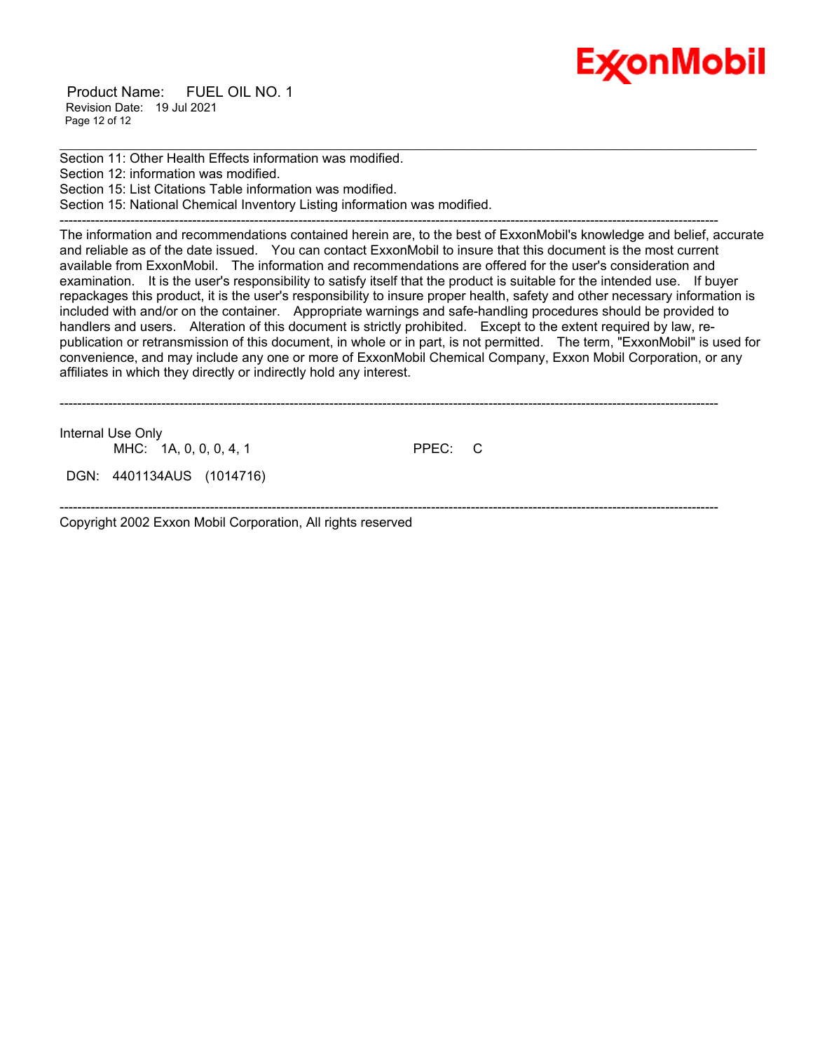Section 11: Other Health Effects information was modified.
Section 12: information was modified.
Section 15: List Citations Table information was modified.
Section 15: National Chemical Inventory Listing information was modified.

-----------------------------------------------------------------------------------------------------------------------------------------------

The information and recommendations contained herein are, to the best of ExxonMobil's knowledge and belief, accurate and reliable as of the date issued. You can contact ExxonMobil to insure that this document is the most current available from ExxonMobil. The information and recommendations are offered for the user's consideration and examination. It is the user's responsibility to satisfy itself that the product is suitable for the intended use. If buyer repackages this product, it is the user's responsibility to insure proper health, safety and other necessary information is included with and/or on the container. Appropriate warnings and safe-handling procedures should be provided to handlers and users. Alteration of this document is strictly prohibited. Except to the extent required by law, re-publication or retransmission of this document, in whole or in part, is not permitted. The term, "ExxonMobil" is used for convenience, and may include any one or more of ExxonMobil Chemical Company, Exxon Mobil Corporation, or any affiliates in which they directly or indirectly hold any interest.

-----------------------------------------------------------------------------------------------------------------------------------------------

Internal Use Only

MHC: 1A, 0, 0, 0, 4, 1 PPEC: C

DGN: 4401134AUS (1014716)

-----------------------------------------------------------------------------------------------------------------------------------------------

Copyright 2002 Exxon Mobil Corporation, All rights reserved